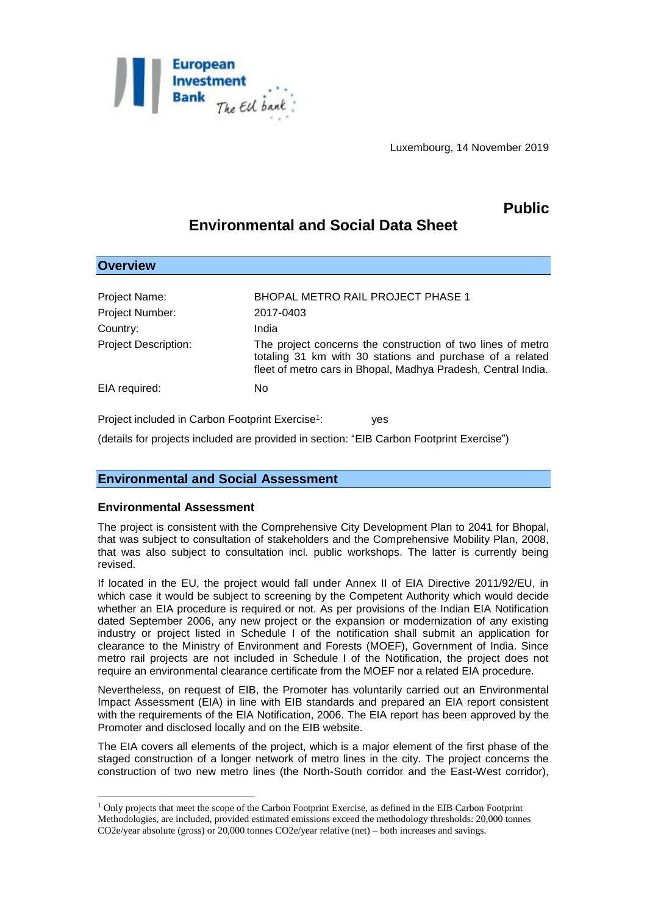Luxembourg, 14 November 2019

**Public**

# Environmental and Social Data Sheet

## Overview

| | |
|---|---|
| Project Name: | BHOPAL METRO RAIL PROJECT PHASE 1 |
| Project Number: | 2017-0403 |
| Country: | India |
| Project Description: | The project concerns the construction of two lines of metro totaling 31 km with 30 stations and purchase of a related fleet of metro cars in Bhopal, Madhya Pradesh, Central India. |
| EIA required: | No |

Project included in Carbon Footprint Exercise[1]: yes

(details for projects included are provided in section: "EIB Carbon Footprint Exercise")

## Environmental and Social Assessment

### Environmental Assessment

The project is consistent with the Comprehensive City Development Plan to 2041 for Bhopal, that was subject to consultation of stakeholders and the Comprehensive Mobility Plan, 2008, that was also subject to consultation incl. public workshops. The latter is currently being revised.

If located in the EU, the project would fall under Annex II of EIA Directive 2011/92/EU, in which case it would be subject to screening by the Competent Authority which would decide whether an EIA procedure is required or not. As per provisions of the Indian EIA Notification dated September 2006, any new project or the expansion or modernization of any existing industry or project listed in Schedule I of the notification shall submit an application for clearance to the Ministry of Environment and Forests (MOEF), Government of India. Since metro rail projects are not included in Schedule I of the Notification, the project does not require an environmental clearance certificate from the MOEF nor a related EIA procedure.

Nevertheless, on request of EIB, the Promoter has voluntarily carried out an Environmental Impact Assessment (EIA) in line with EIB standards and prepared an EIA report consistent with the requirements of the EIA Notification, 2006. The EIA report has been approved by the Promoter and disclosed locally and on the EIB website.

The EIA covers all elements of the project, which is a major element of the first phase of the staged construction of a longer network of metro lines in the city. The project concerns the construction of two new metro lines (the North-South corridor and the East-West corridor),

---

[1] Only projects that meet the scope of the Carbon Footprint Exercise, as defined in the EIB Carbon Footprint Methodologies, are included, provided estimated emissions exceed the methodology thresholds: 20,000 tonnes $CO_2e$/year absolute (gross) or 20,000 tonnes $CO_2e$/year relative (net) – both increases and savings.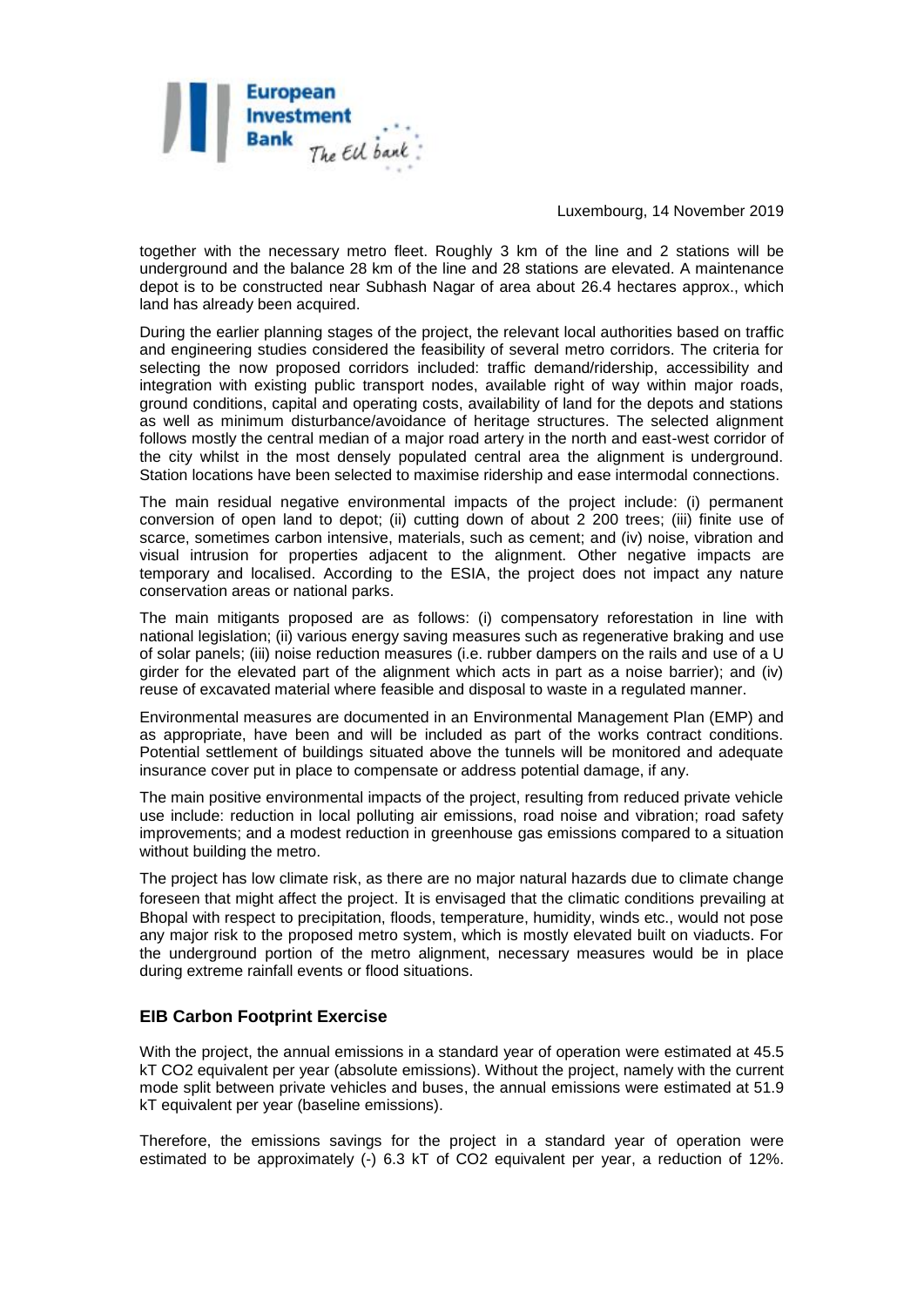together with the necessary metro fleet. Roughly 3 km of the line and 2 stations will be underground and the balance 28 km of the line and 28 stations are elevated. A maintenance depot is to be constructed near Subhash Nagar of area about 26.4 hectares approx., which land has already been acquired.

During the earlier planning stages of the project, the relevant local authorities based on traffic and engineering studies considered the feasibility of several metro corridors. The criteria for selecting the now proposed corridors included: traffic demand/ridership, accessibility and integration with existing public transport nodes, available right of way within major roads, ground conditions, capital and operating costs, availability of land for the depots and stations as well as minimum disturbance/avoidance of heritage structures. The selected alignment follows mostly the central median of a major road artery in the north and east-west corridor of the city whilst in the most densely populated central area the alignment is underground. Station locations have been selected to maximise ridership and ease intermodal connections.

The main residual negative environmental impacts of the project include: (i) permanent conversion of open land to depot; (ii) cutting down of about 2 200 trees; (iii) finite use of scarce, sometimes carbon intensive, materials, such as cement; and (iv) noise, vibration and visual intrusion for properties adjacent to the alignment. Other negative impacts are temporary and localised. According to the ESIA, the project does not impact any nature conservation areas or national parks.

The main mitigants proposed are as follows: (i) compensatory reforestation in line with national legislation; (ii) various energy saving measures such as regenerative braking and use of solar panels; (iii) noise reduction measures (i.e. rubber dampers on the rails and use of a U girder for the elevated part of the alignment which acts in part as a noise barrier); and (iv) reuse of excavated material where feasible and disposal to waste in a regulated manner.

Environmental measures are documented in an Environmental Management Plan (EMP) and as appropriate, have been and will be included as part of the works contract conditions. Potential settlement of buildings situated above the tunnels will be monitored and adequate insurance cover put in place to compensate or address potential damage, if any.

The main positive environmental impacts of the project, resulting from reduced private vehicle use include: reduction in local polluting air emissions, road noise and vibration; road safety improvements; and a modest reduction in greenhouse gas emissions compared to a situation without building the metro.

The project has low climate risk, as there are no major natural hazards due to climate change foreseen that might affect the project. It is envisaged that the climatic conditions prevailing at Bhopal with respect to precipitation, floods, temperature, humidity, winds etc., would not pose any major risk to the proposed metro system, which is mostly elevated built on viaducts. For the underground portion of the metro alignment, necessary measures would be in place during extreme rainfall events or flood situations.

## EIB Carbon Footprint Exercise

With the project, the annual emissions in a standard year of operation were estimated at 45.5 kT $CO_2$ equivalent per year (absolute emissions). Without the project, namely with the current mode split between private vehicles and buses, the annual emissions were estimated at 51.9 kT equivalent per year (baseline emissions).

Therefore, the emissions savings for the project in a standard year of operation were estimated to be approximately (-) 6.3 kT of $CO_2$ equivalent per year, a reduction of 12%.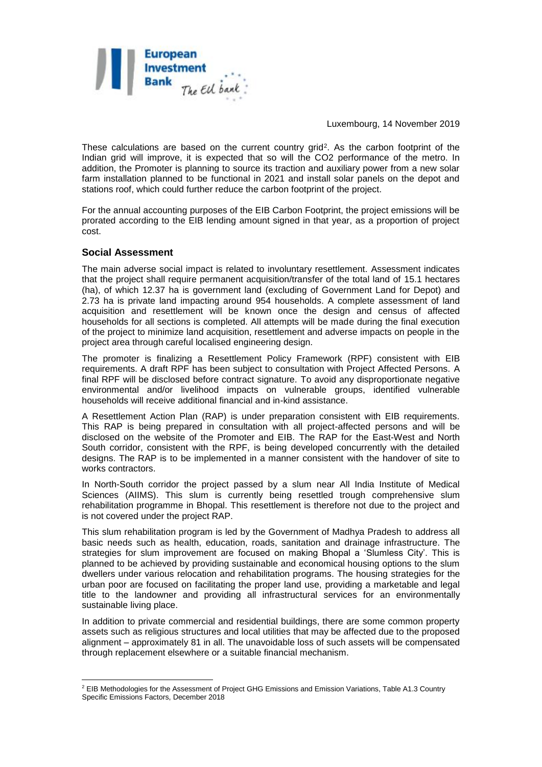Luxembourg, 14 November 2019

These calculations are based on the current country grid[2]. As the carbon footprint of the Indian grid will improve, it is expected that so will the $CO_2$ performance of the metro. In addition, the Promoter is planning to source its traction and auxiliary power from a new solar farm installation planned to be functional in 2021 and install solar panels on the depot and stations roof, which could further reduce the carbon footprint of the project.

For the annual accounting purposes of the EIB Carbon Footprint, the project emissions will be prorated according to the EIB lending amount signed in that year, as a proportion of project cost.

## Social Assessment

The main adverse social impact is related to involuntary resettlement. Assessment indicates that the project shall require permanent acquisition/transfer of the total land of 15.1 hectares (ha), of which 12.37 ha is government land (excluding of Government Land for Depot) and 2.73 ha is private land impacting around 954 households. A complete assessment of land acquisition and resettlement will be known once the design and census of affected households for all sections is completed. All attempts will be made during the final execution of the project to minimize land acquisition, resettlement and adverse impacts on people in the project area through careful localised engineering design.

The promoter is finalizing a Resettlement Policy Framework (RPF) consistent with EIB requirements. A draft RPF has been subject to consultation with Project Affected Persons. A final RPF will be disclosed before contract signature. To avoid any disproportionate negative environmental and/or livelihood impacts on vulnerable groups, identified vulnerable households will receive additional financial and in-kind assistance.

A Resettlement Action Plan (RAP) is under preparation consistent with EIB requirements. This RAP is being prepared in consultation with all project-affected persons and will be disclosed on the website of the Promoter and EIB. The RAP for the East-West and North South corridor, consistent with the RPF, is being developed concurrently with the detailed designs. The RAP is to be implemented in a manner consistent with the handover of site to works contractors.

In North-South corridor the project passed by a slum near All India Institute of Medical Sciences (AIIMS). This slum is currently being resettled trough comprehensive slum rehabilitation programme in Bhopal. This resettlement is therefore not due to the project and is not covered under the project RAP.

This slum rehabilitation program is led by the Government of Madhya Pradesh to address all basic needs such as health, education, roads, sanitation and drainage infrastructure. The strategies for slum improvement are focused on making Bhopal a 'Slumless City'. This is planned to be achieved by providing sustainable and economical housing options to the slum dwellers under various relocation and rehabilitation programs. The housing strategies for the urban poor are focused on facilitating the proper land use, providing a marketable and legal title to the landowner and providing all infrastructural services for an environmentally sustainable living place.

In addition to private commercial and residential buildings, there are some common property assets such as religious structures and local utilities that may be affected due to the proposed alignment – approximately 81 in all. The unavoidable loss of such assets will be compensated through replacement elsewhere or a suitable financial mechanism.

---

[2] EIB Methodologies for the Assessment of Project GHG Emissions and Emission Variations, Table A1.3 Country Specific Emissions Factors, December 2018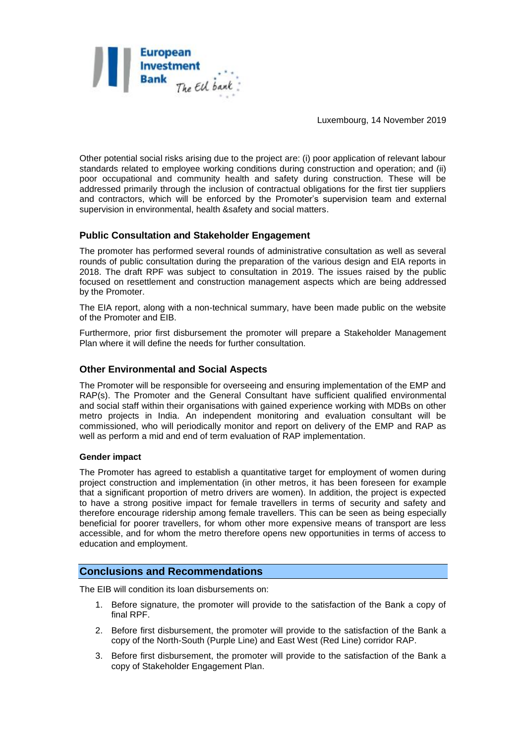Luxembourg, 14 November 2019

Other potential social risks arising due to the project are: (i) poor application of relevant labour standards related to employee working conditions during construction and operation; and (ii) poor occupational and community health and safety during construction. These will be addressed primarily through the inclusion of contractual obligations for the first tier suppliers and contractors, which will be enforced by the Promoter's supervision team and external supervision in environmental, health &safety and social matters.

### Public Consultation and Stakeholder Engagement

The promoter has performed several rounds of administrative consultation as well as several rounds of public consultation during the preparation of the various design and EIA reports in 2018. The draft RPF was subject to consultation in 2019. The issues raised by the public focused on resettlement and construction management aspects which are being addressed by the Promoter.

The EIA report, along with a non-technical summary, have been made public on the website of the Promoter and EIB.

Furthermore, prior first disbursement the promoter will prepare a Stakeholder Management Plan where it will define the needs for further consultation.

### Other Environmental and Social Aspects

The Promoter will be responsible for overseeing and ensuring implementation of the EMP and RAP(s). The Promoter and the General Consultant have sufficient qualified environmental and social staff within their organisations with gained experience working with MDBs on other metro projects in India. An independent monitoring and evaluation consultant will be commissioned, who will periodically monitor and report on delivery of the EMP and RAP as well as perform a mid and end of term evaluation of RAP implementation.

#### Gender impact

The Promoter has agreed to establish a quantitative target for employment of women during project construction and implementation (in other metros, it has been foreseen for example that a significant proportion of metro drivers are women). In addition, the project is expected to have a strong positive impact for female travellers in terms of security and safety and therefore encourage ridership among female travellers. This can be seen as being especially beneficial for poorer travellers, for whom other more expensive means of transport are less accessible, and for whom the metro therefore opens new opportunities in terms of access to education and employment.

## Conclusions and Recommendations

The EIB will condition its loan disbursements on:

1. Before signature, the promoter will provide to the satisfaction of the Bank a copy of final RPF.
2. Before first disbursement, the promoter will provide to the satisfaction of the Bank a copy of the North-South (Purple Line) and East West (Red Line) corridor RAP.
3. Before first disbursement, the promoter will provide to the satisfaction of the Bank a copy of Stakeholder Engagement Plan.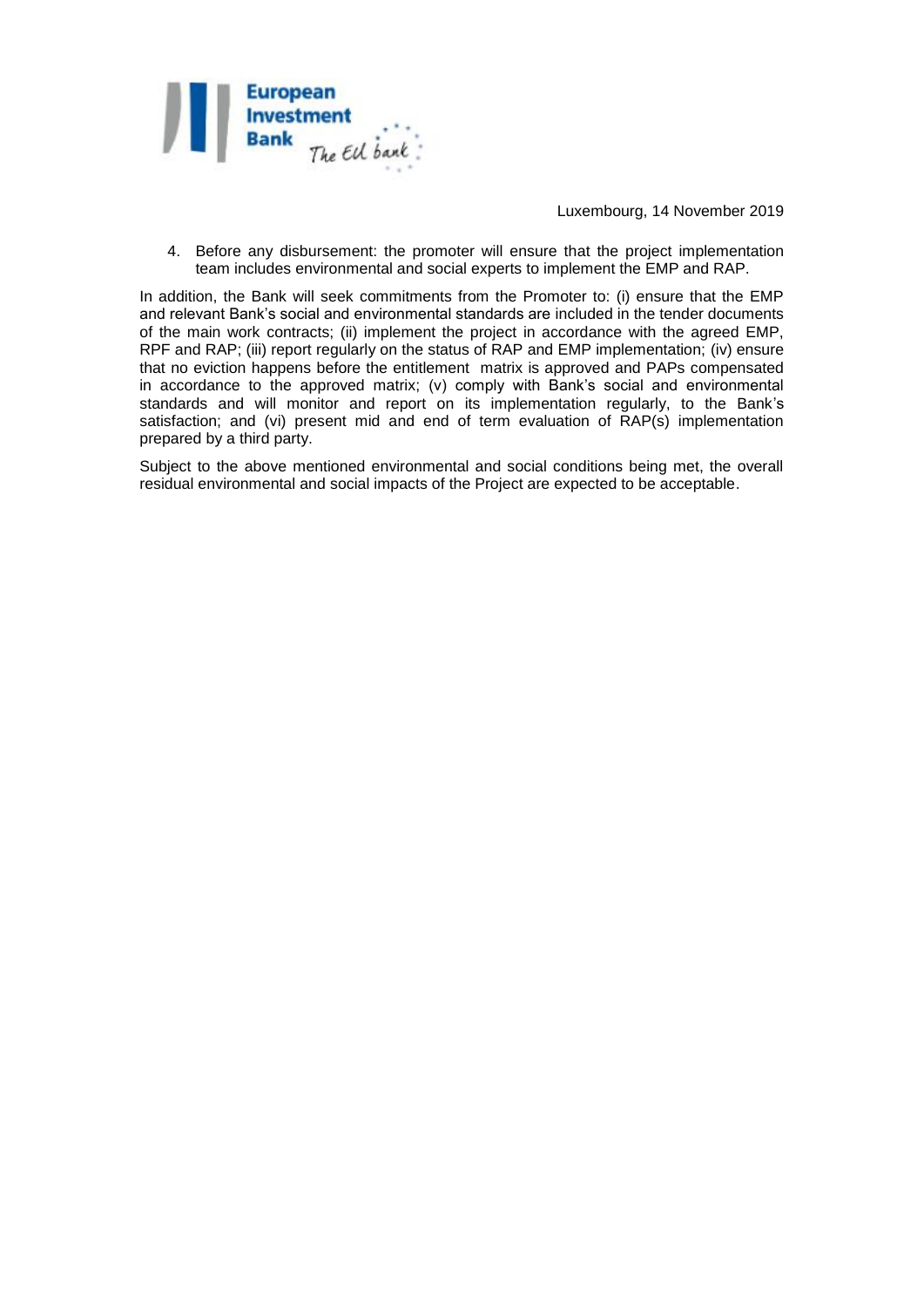Luxembourg, 14 November 2019

4. Before any disbursement: the promoter will ensure that the project implementation team includes environmental and social experts to implement the EMP and RAP.

In addition, the Bank will seek commitments from the Promoter to: (i) ensure that the EMP and relevant Bank's social and environmental standards are included in the tender documents of the main work contracts; (ii) implement the project in accordance with the agreed EMP, RPF and RAP; (iii) report regularly on the status of RAP and EMP implementation; (iv) ensure that no eviction happens before the entitlement matrix is approved and PAPs compensated in accordance to the approved matrix; (v) comply with Bank's social and environmental standards and will monitor and report on its implementation regularly, to the Bank's satisfaction; and (vi) present mid and end of term evaluation of RAP(s) implementation prepared by a third party.

Subject to the above mentioned environmental and social conditions being met, the overall residual environmental and social impacts of the Project are expected to be acceptable.